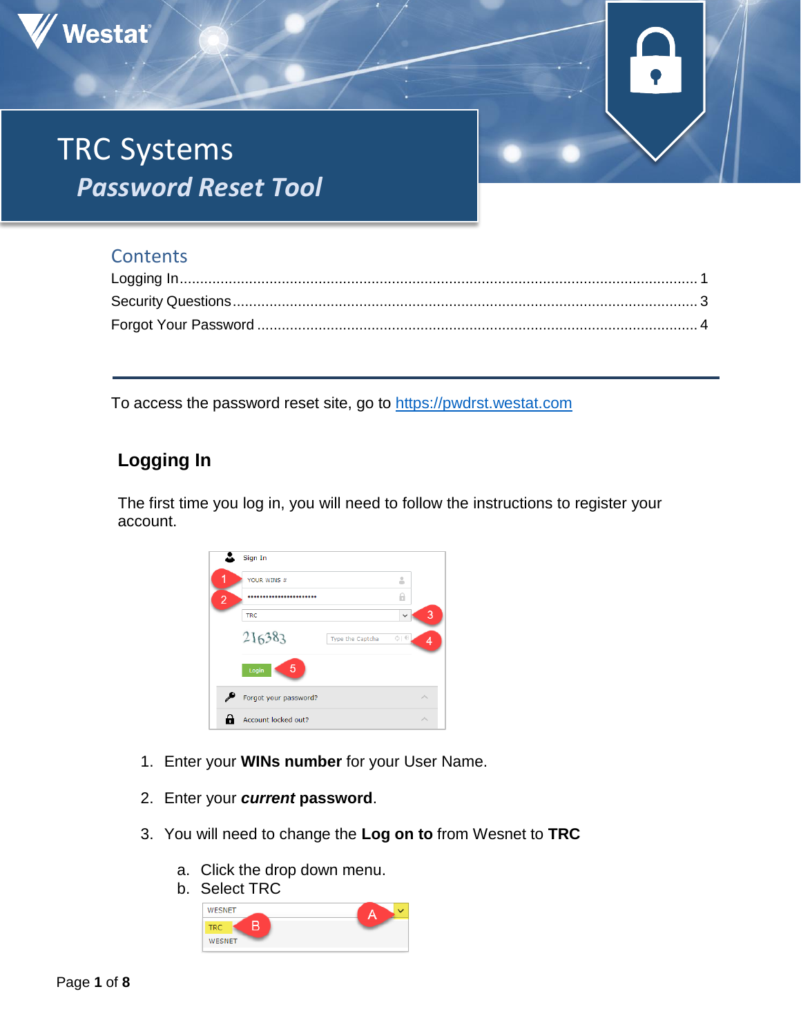# TRC Systems

## *Password Reset Tool*

## Contents

Logging In ........................................................................................................................ 1
Security Questions ............................................................................................................ 3
Forgot Your Password ...................................................................................................... 4

---

To access the password reset site, go to [https://pwdrst.westat.com](https://pwdrst.westat.com)

### Logging In

The first time you log in, you will need to follow the instructions to register your account.

1. Enter your **WINs number** for your User Name.
2. Enter your ***current* password**.
3. You will need to change the **Log on to** from Wesnet to **TRC**
   a. Click the drop down menu.
   b. Select TRC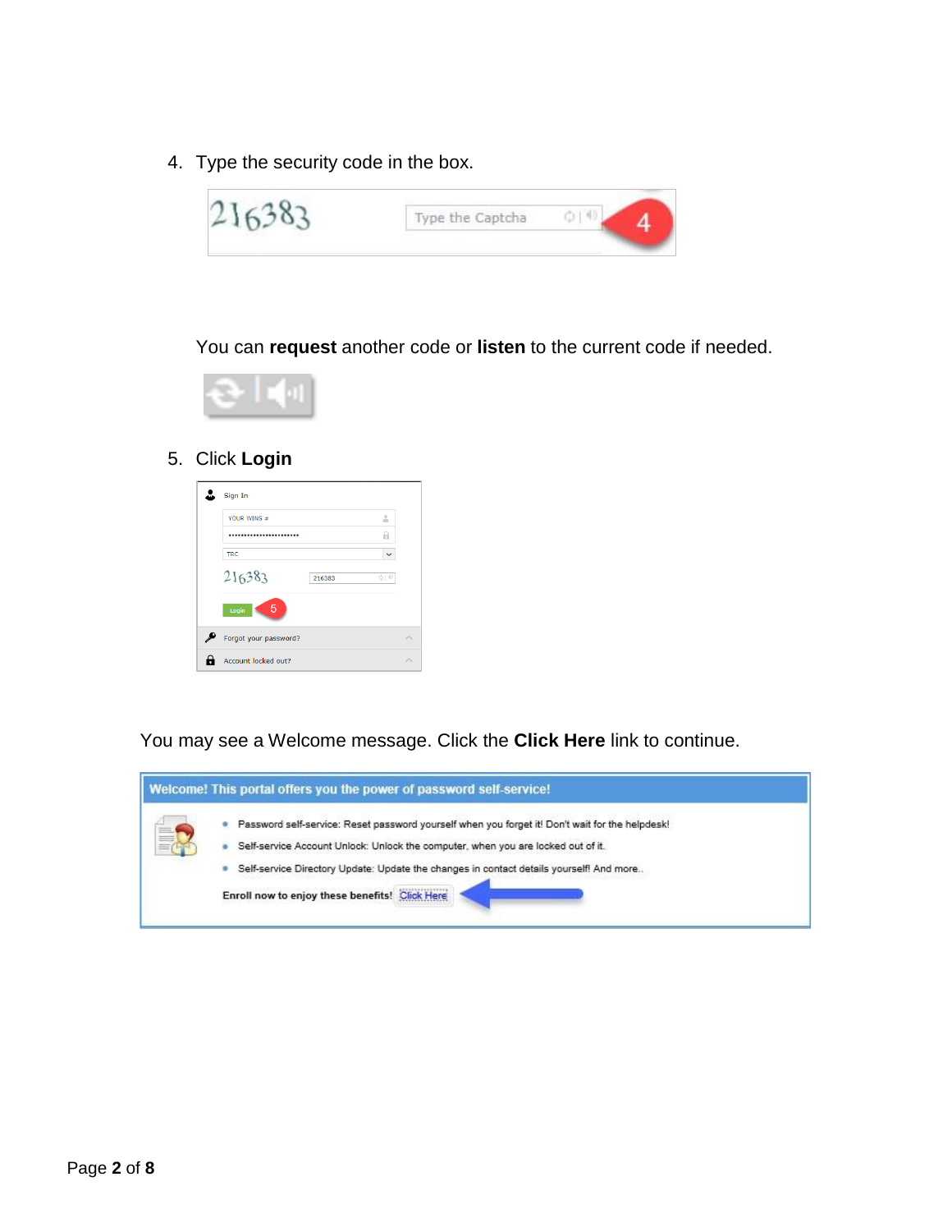4. Type the security code in the box.

You can **request** another code or **listen** to the current code if needed.

5. Click **Login**

You may see a Welcome message. Click the **Click Here** link to continue.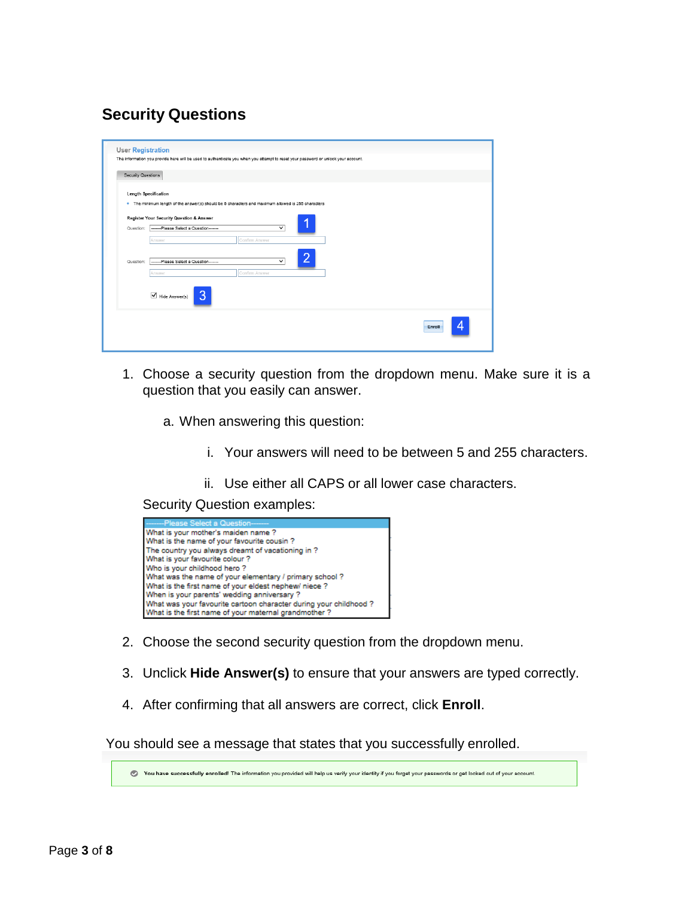## Security Questions

1. Choose a security question from the dropdown menu. Make sure it is a question that you easily can answer.

   a. When answering this question:

      i. Your answers will need to be between 5 and 255 characters.

      ii. Use either all CAPS or all lower case characters.

   Security Question examples:

2. Choose the second security question from the dropdown menu.

3. Unclick **Hide Answer(s)** to ensure that your answers are typed correctly.

4. After confirming that all answers are correct, click **Enroll**.

You should see a message that states that you successfully enrolled.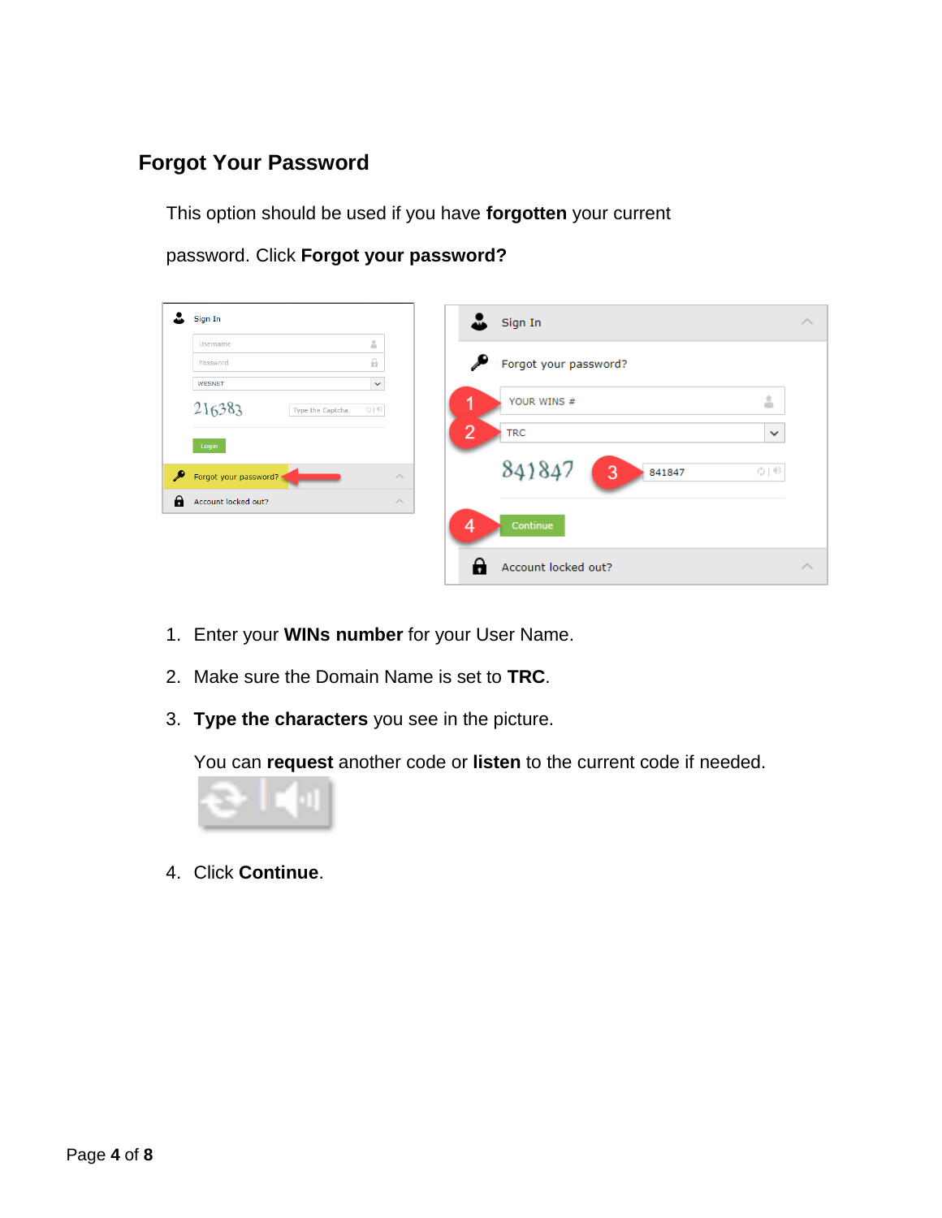## Forgot Your Password

This option should be used if you have **forgotten** your current password. Click **Forgot your password?**

1. Enter your **WINs number** for your User Name.
2. Make sure the Domain Name is set to **TRC**.
3. **Type the characters** you see in the picture.

   You can **request** another code or **listen** to the current code if needed.

4. Click **Continue**.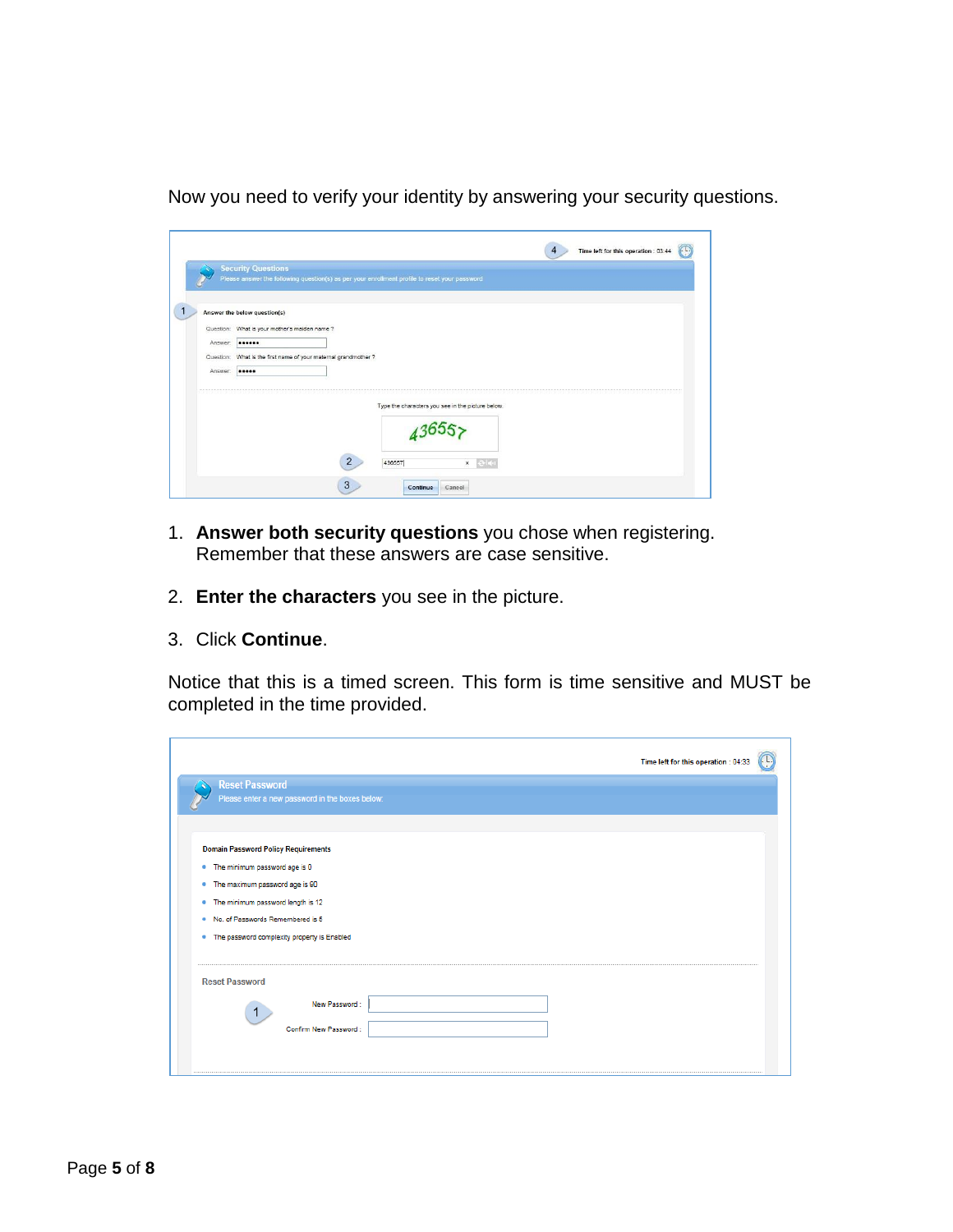Now you need to verify your identity by answering your security questions.

1. **Answer both security questions** you chose when registering. Remember that these answers are case sensitive.

2. **Enter the characters** you see in the picture.

3. Click **Continue**.

Notice that this is a timed screen. This form is time sensitive and MUST be completed in the time provided.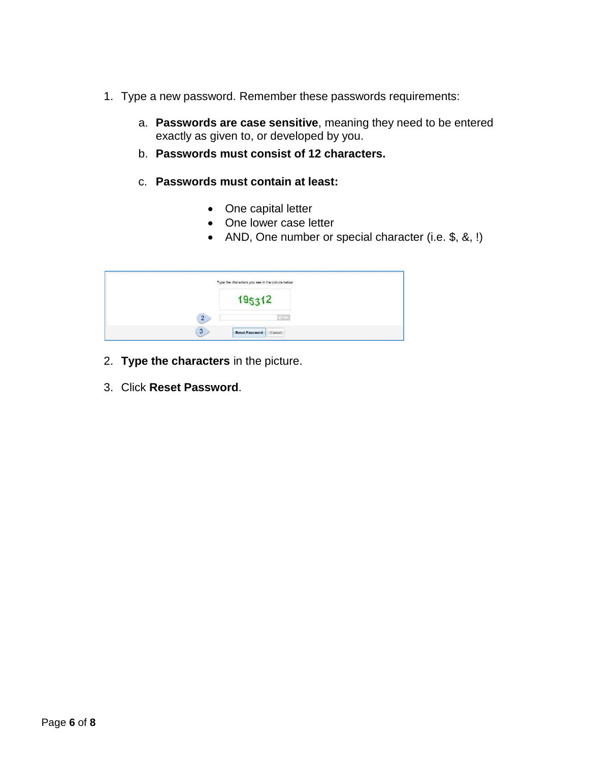1. Type a new password. Remember these passwords requirements:

    a. **Passwords are case sensitive**, meaning they need to be entered exactly as given to, or developed by you.

    b. **Passwords must consist of 12 characters.**

    c. **Passwords must contain at least:**

        - One capital letter
        - One lower case letter
        - AND, One number or special character (i.e. $, &, !)

2. **Type the characters** in the picture.

3. Click **Reset Password**.